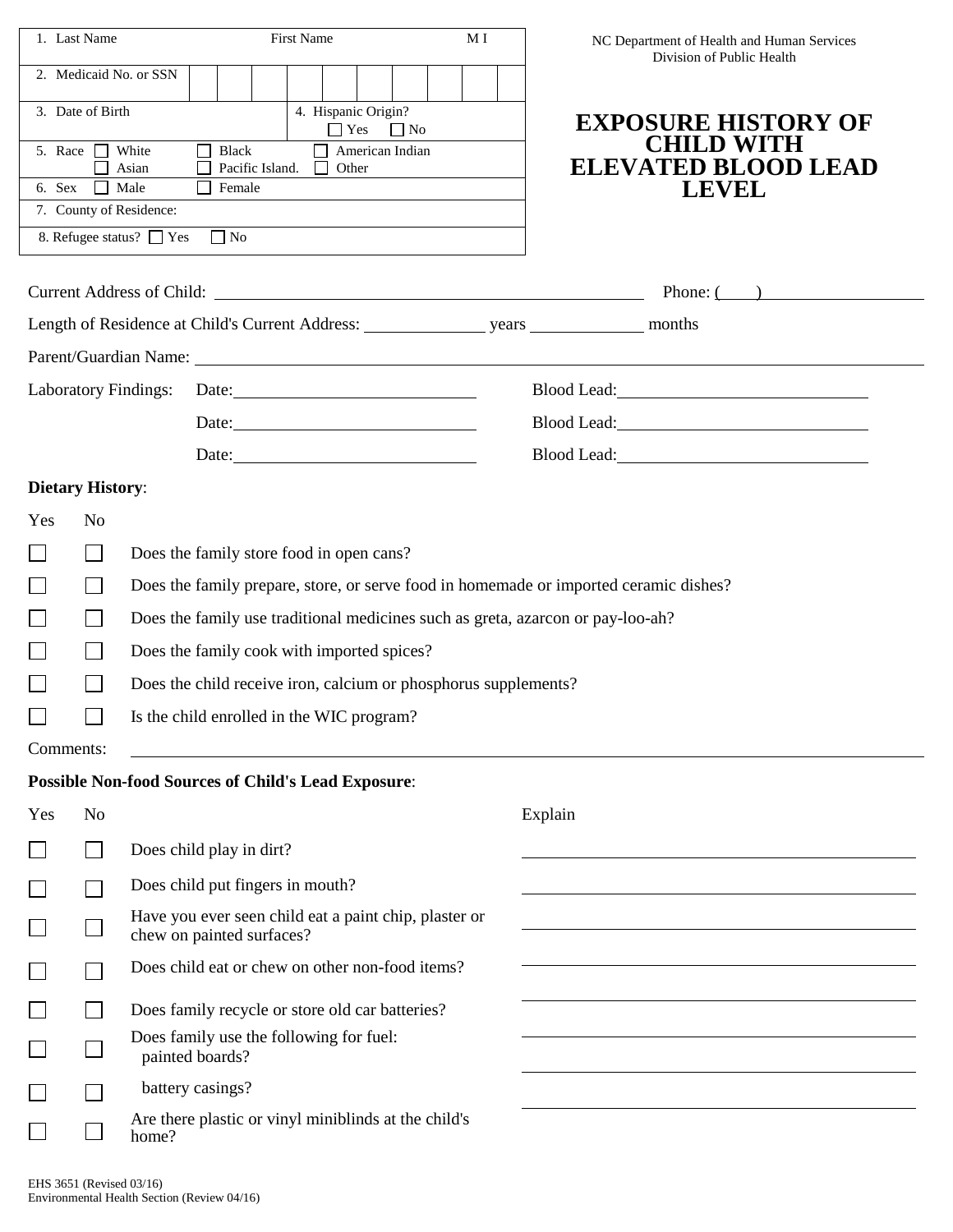NC Department of Health and Human Services
Division of Public Health

# EXPOSURE HISTORY OF CHILD WITH ELEVATED BLOOD LEAD LEVEL

| 1. Last Name | First Name | M I |
|---|---|---|
| 2. Medicaid No. or SSN | | |
| 3. Date of Birth | 4. Hispanic Origin? ☐ Yes ☐ No | |
| 5. Race ☐ White ☐ Black ☐ American Indian ☐ Asian ☐ Pacific Island. ☐ Other | | |
| 6. Sex ☐ Male ☐ Female | | |
| 7. County of Residence: | | |
| 8. Refugee status? ☐ Yes ☐ No | | |

Current Address of Child: ______________________ Phone: (____) __________

Length of Residence at Child's Current Address: __________ years __________ months

Parent/Guardian Name: ______________________

Laboratory Findings: Date: __________ Blood Lead: __________

Date: __________ Blood Lead: __________

Date: __________ Blood Lead: __________

**Dietary History**:

| Yes | No | |
|---|---|---|
| ☐ | ☐ | Does the family store food in open cans? |
| ☐ | ☐ | Does the family prepare, store, or serve food in homemade or imported ceramic dishes? |
| ☐ | ☐ | Does the family use traditional medicines such as greta, azarcon or pay-loo-ah? |
| ☐ | ☐ | Does the family cook with imported spices? |
| ☐ | ☐ | Does the child receive iron, calcium or phosphorus supplements? |
| ☐ | ☐ | Is the child enrolled in the WIC program? |

Comments: ______________________

**Possible Non-food Sources of Child's Lead Exposure**:

| Yes | No | | Explain |
|---|---|---|---|
| ☐ | ☐ | Does child play in dirt? | |
| ☐ | ☐ | Does child put fingers in mouth? | |
| ☐ | ☐ | Have you ever seen child eat a paint chip, plaster or chew on painted surfaces? | |
| ☐ | ☐ | Does child eat or chew on other non-food items? | |
| ☐ | ☐ | Does family recycle or store old car batteries? | |
| ☐ | ☐ | Does family use the following for fuel: painted boards? | |
| ☐ | ☐ | battery casings? | |
| ☐ | ☐ | Are there plastic or vinyl miniblinds at the child's home? | |

EHS 3651 (Revised 03/16)
Environmental Health Section (Review 04/16)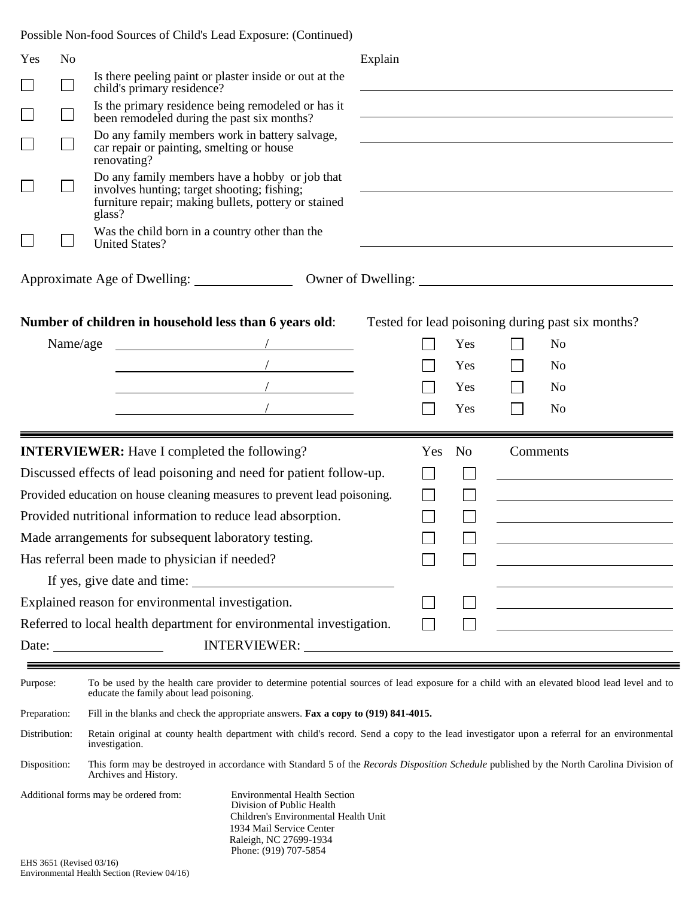Possible Non-food Sources of Child's Lead Exposure: (Continued)

| Yes | No | | Explain |
|---|---|---|---|
| ☐ | ☐ | Is there peeling paint or plaster inside or out at the child's primary residence? | |
| ☐ | ☐ | Is the primary residence being remodeled or has it been remodeled during the past six months? | |
| ☐ | ☐ | Do any family members work in battery salvage, car repair or painting, smelting or house renovating? | |
| ☐ | ☐ | Do any family members have a hobby or job that involves hunting; target shooting; fishing; furniture repair; making bullets, pottery or stained glass? | |
| ☐ | ☐ | Was the child born in a country other than the United States? | |

Approximate Age of Dwelling: \_\_\_\_\_\_\_\_\_\_\_\_\_\_ Owner of Dwelling: \_\_\_\_\_\_\_\_\_\_\_\_\_\_\_\_\_\_\_\_\_\_\_\_\_\_\_\_

| **Number of children in household less than 6 years old**: | Tested for lead poisoning during past six months? |
|---|---|
| Name/age \_\_\_\_\_\_\_\_\_\_ / \_\_\_\_\_\_\_\_\_\_ | ☐ Yes ☐ No |
| \_\_\_\_\_\_\_\_\_\_ / \_\_\_\_\_\_\_\_\_\_ | ☐ Yes ☐ No |
| \_\_\_\_\_\_\_\_\_\_ / \_\_\_\_\_\_\_\_\_\_ | ☐ Yes ☐ No |
| \_\_\_\_\_\_\_\_\_\_ / \_\_\_\_\_\_\_\_\_\_ | ☐ Yes ☐ No |

| **INTERVIEWER:** Have I completed the following? | Yes | No | Comments |
|---|---|---|---|
| Discussed effects of lead poisoning and need for patient follow-up. | ☐ | ☐ | |
| Provided education on house cleaning measures to prevent lead poisoning. | ☐ | ☐ | |
| Provided nutritional information to reduce lead absorption. | ☐ | ☐ | |
| Made arrangements for subsequent laboratory testing. | ☐ | ☐ | |
| Has referral been made to physician if needed? | ☐ | ☐ | |
| If yes, give date and time: \_\_\_\_\_\_\_\_\_\_\_\_\_\_\_\_ | | | |
| Explained reason for environmental investigation. | ☐ | ☐ | |
| Referred to local health department for environmental investigation. | ☐ | ☐ | |

Date: \_\_\_\_\_\_\_\_\_\_\_\_ INTERVIEWER: \_\_\_\_\_\_\_\_\_\_\_\_\_\_\_\_\_\_\_\_\_\_\_\_\_\_\_\_

Purpose: To be used by the health care provider to determine potential sources of lead exposure for a child with an elevated blood lead level and to educate the family about lead poisoning.

Preparation: Fill in the blanks and check the appropriate answers. **Fax a copy to (919) 841-4015.**

Distribution: Retain original at county health department with child's record. Send a copy to the lead investigator upon a referral for an environmental investigation.

Disposition: This form may be destroyed in accordance with Standard 5 of the *Records Disposition Schedule* published by the North Carolina Division of Archives and History.

Additional forms may be ordered from:

Environmental Health Section
Division of Public Health
Children's Environmental Health Unit
1934 Mail Service Center
Raleigh, NC 27699-1934
Phone: (919) 707-5854

EHS 3651 (Revised 03/16)
Environmental Health Section (Review 04/16)